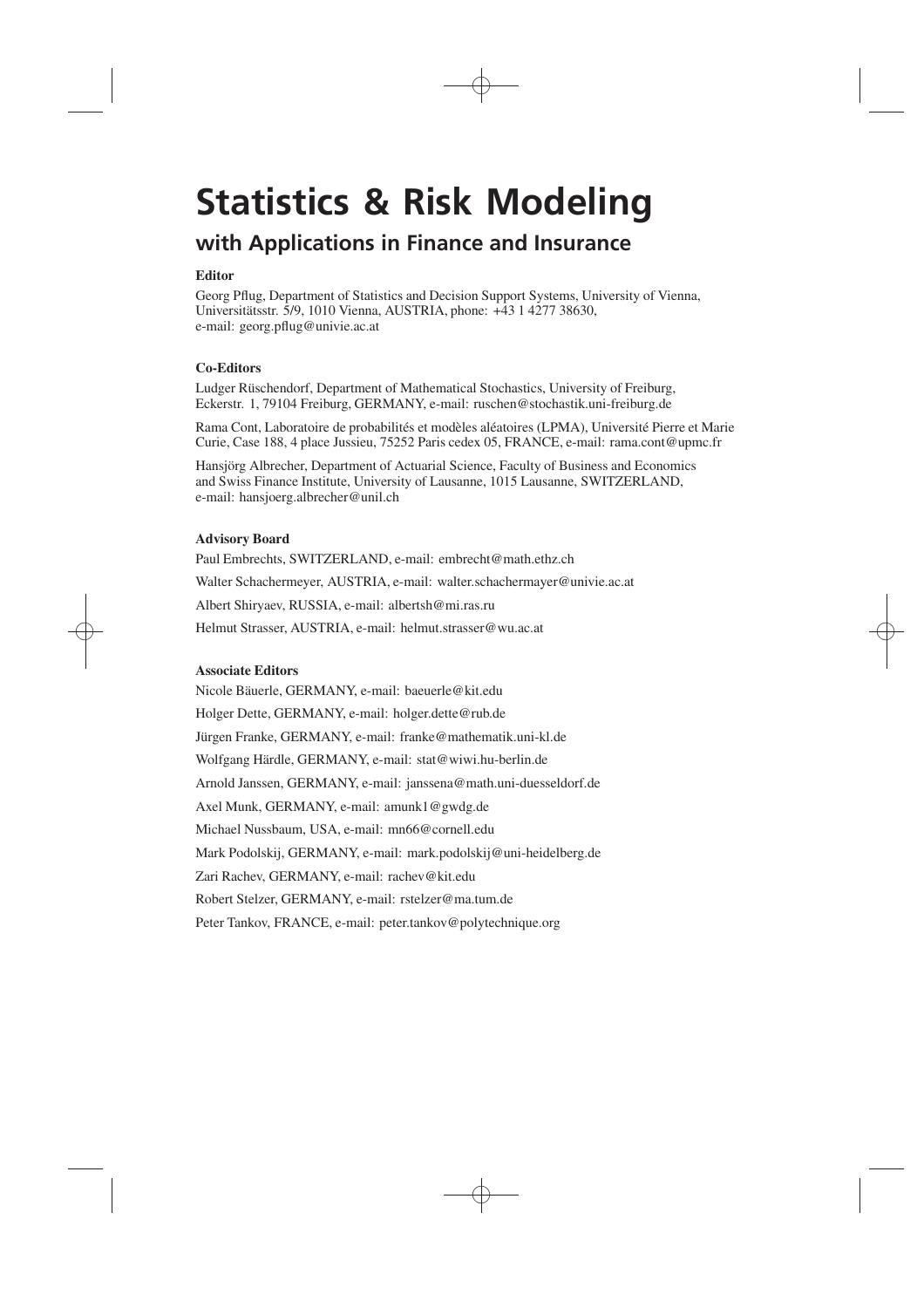# Statistics & Risk Modeling

## with Applications in Finance and Insurance

**Editor**

Georg Pflug, Department of Statistics and Decision Support Systems, University of Vienna, Universitätsstr. 5/9, 1010 Vienna, AUSTRIA, phone: +43 1 4277 38630, e-mail: georg.pflug@univie.ac.at

**Co-Editors**

Ludger Rüschendorf, Department of Mathematical Stochastics, University of Freiburg, Eckerstr. 1, 79104 Freiburg, GERMANY, e-mail: ruschen@stochastik.uni-freiburg.de

Rama Cont, Laboratoire de probabilités et modèles aléatoires (LPMA), Université Pierre et Marie Curie, Case 188, 4 place Jussieu, 75252 Paris cedex 05, FRANCE, e-mail: rama.cont@upmc.fr

Hansjörg Albrecher, Department of Actuarial Science, Faculty of Business and Economics and Swiss Finance Institute, University of Lausanne, 1015 Lausanne, SWITZERLAND, e-mail: hansjoerg.albrecher@unil.ch

**Advisory Board**

Paul Embrechts, SWITZERLAND, e-mail: embrecht@math.ethz.ch

Walter Schachermeyer, AUSTRIA, e-mail: walter.schachermayer@univie.ac.at

Albert Shiryaev, RUSSIA, e-mail: albertsh@mi.ras.ru

Helmut Strasser, AUSTRIA, e-mail: helmut.strasser@wu.ac.at

**Associate Editors**

Nicole Bäuerle, GERMANY, e-mail: baeuerle@kit.edu

Holger Dette, GERMANY, e-mail: holger.dette@rub.de

Jürgen Franke, GERMANY, e-mail: franke@mathematik.uni-kl.de

Wolfgang Härdle, GERMANY, e-mail: stat@wiwi.hu-berlin.de

Arnold Janssen, GERMANY, e-mail: janssena@math.uni-duesseldorf.de

Axel Munk, GERMANY, e-mail: amunk1@gwdg.de

Michael Nussbaum, USA, e-mail: mn66@cornell.edu

Mark Podolskij, GERMANY, e-mail: mark.podolskij@uni-heidelberg.de

Zari Rachev, GERMANY, e-mail: rachev@kit.edu

Robert Stelzer, GERMANY, e-mail: rstelzer@ma.tum.de

Peter Tankov, FRANCE, e-mail: peter.tankov@polytechnique.org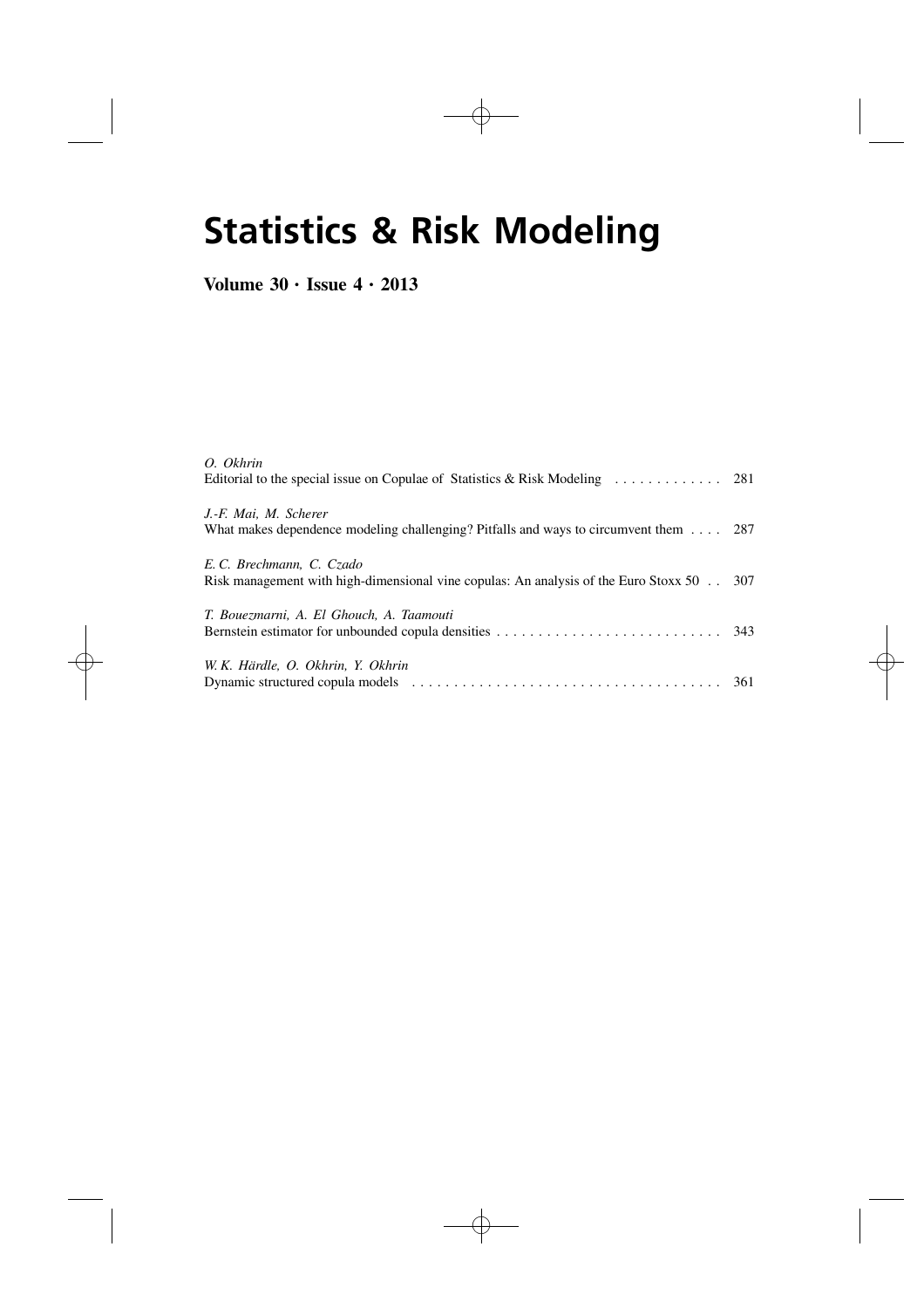# Statistics & Risk Modeling

**Volume 30 · Issue 4 · 2013**

*O. Okhrin*
Editorial to the special issue on Copulae of Statistics & Risk Modeling . . . . . . . . . . . . . 281

*J.-F. Mai, M. Scherer*
What makes dependence modeling challenging? Pitfalls and ways to circumvent them . . . . 287

*E. C. Brechmann, C. Czado*
Risk management with high-dimensional vine copulas: An analysis of the Euro Stoxx 50 . . 307

*T. Bouezmarni, A. El Ghouch, A. Taamouti*
Bernstein estimator for unbounded copula densities . . . . . . . . . . . . . . . . . . . . . . . . . . . 343

*W. K. Härdle, O. Okhrin, Y. Okhrin*
Dynamic structured copula models . . . . . . . . . . . . . . . . . . . . . . . . . . . . . . . . . . . . . . 361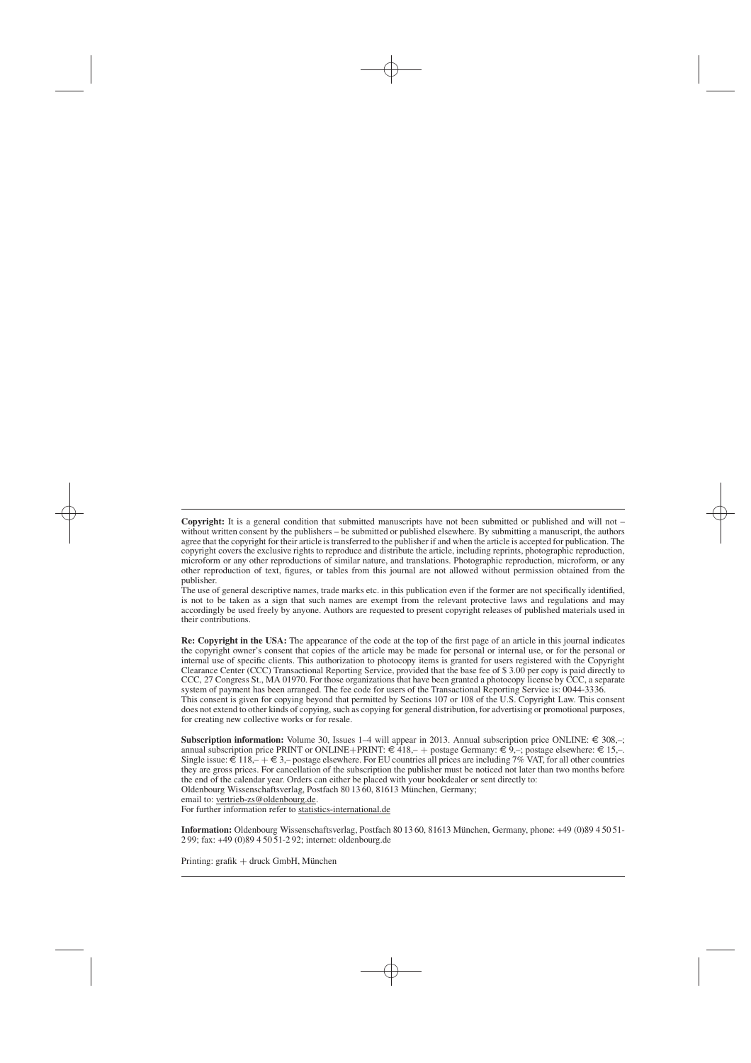**Copyright:** It is a general condition that submitted manuscripts have not been submitted or published and will not – without written consent by the publishers – be submitted or published elsewhere. By submitting a manuscript, the authors agree that the copyright for their article is transferred to the publisher if and when the article is accepted for publication. The copyright covers the exclusive rights to reproduce and distribute the article, including reprints, photographic reproduction, microform or any other reproductions of similar nature, and translations. Photographic reproduction, microform, or any other reproduction of text, figures, or tables from this journal are not allowed without permission obtained from the publisher.
The use of general descriptive names, trade marks etc. in this publication even if the former are not specifically identified, is not to be taken as a sign that such names are exempt from the relevant protective laws and regulations and may accordingly be used freely by anyone. Authors are requested to present copyright releases of published materials used in their contributions.

**Re: Copyright in the USA:** The appearance of the code at the top of the first page of an article in this journal indicates the copyright owner's consent that copies of the article may be made for personal or internal use, or for the personal or internal use of specific clients. This authorization to photocopy items is granted for users registered with the Copyright Clearance Center (CCC) Transactional Reporting Service, provided that the base fee of $ 3.00 per copy is paid directly to CCC, 27 Congress St., MA 01970. For those organizations that have been granted a photocopy license by CCC, a separate system of payment has been arranged. The fee code for users of the Transactional Reporting Service is: 0044-3336.
This consent is given for copying beyond that permitted by Sections 107 or 108 of the U.S. Copyright Law. This consent does not extend to other kinds of copying, such as copying for general distribution, for advertising or promotional purposes, for creating new collective works or for resale.

**Subscription information:** Volume 30, Issues 1–4 will appear in 2013. Annual subscription price ONLINE: € 308,–; annual subscription price PRINT or ONLINE+PRINT: € 418,– + postage Germany: € 9,–; postage elsewhere: € 15,–. Single issue: € 118,– + € 3,– postage elsewhere. For EU countries all prices are including 7% VAT, for all other countries they are gross prices. For cancellation of the subscription the publisher must be noticed not later than two months before the end of the calendar year. Orders can either be placed with your bookdealer or sent directly to:
Oldenbourg Wissenschaftsverlag, Postfach 80 13 60, 81613 München, Germany;
email to: vertrieb-zs@oldenbourg.de.
For further information refer to statistics-international.de

**Information:** Oldenbourg Wissenschaftsverlag, Postfach 80 13 60, 81613 München, Germany, phone: +49 (0)89 4 50 51-2 99; fax: +49 (0)89 4 50 51-2 92; internet: oldenbourg.de

Printing: grafik + druck GmbH, München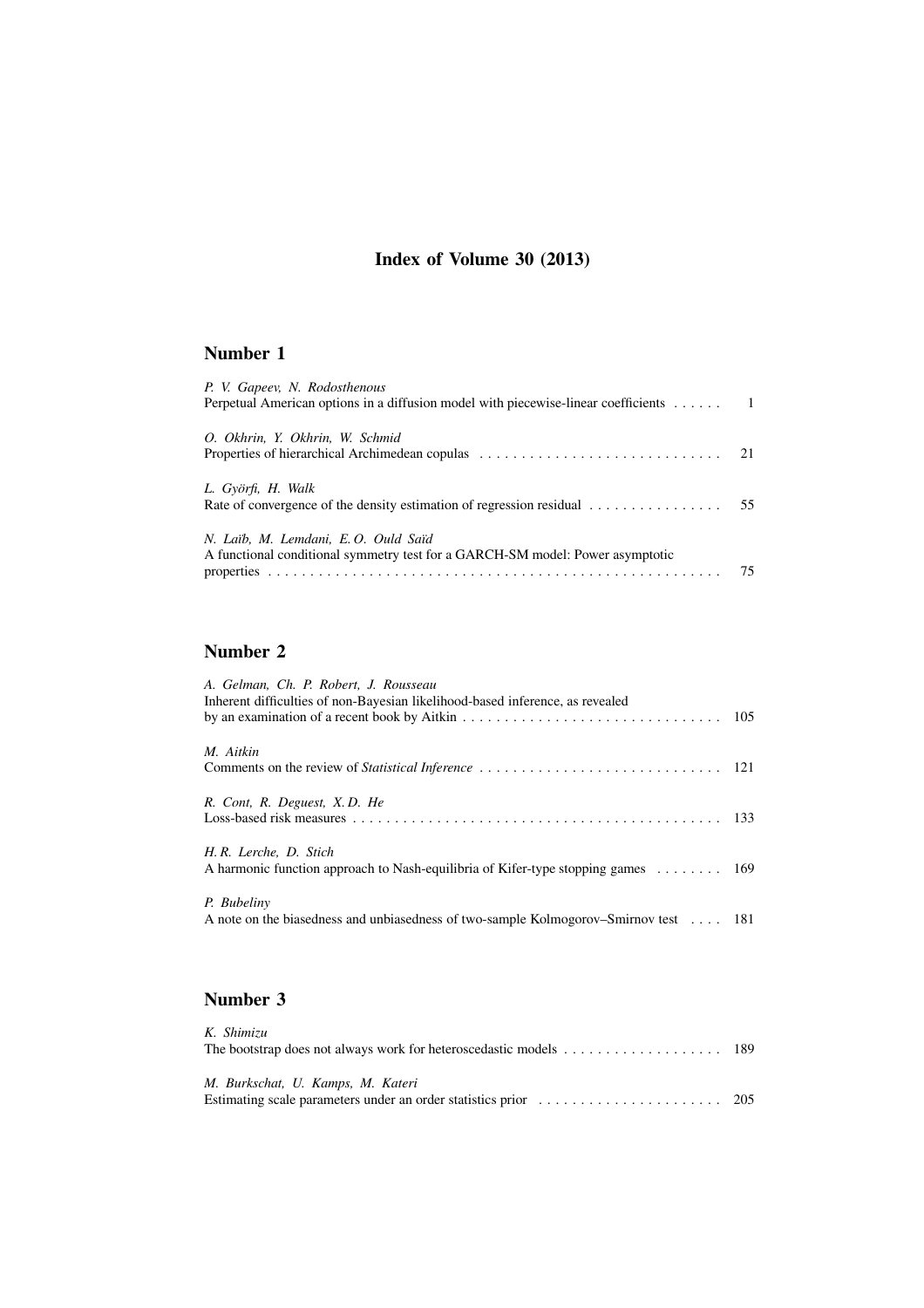# Index of Volume 30 (2013)

## Number 1

*P. V. Gapeev, N. Rodosthenous*
Perpetual American options in a diffusion model with piecewise-linear coefficients . . . . . . 1

*O. Okhrin, Y. Okhrin, W. Schmid*
Properties of hierarchical Archimedean copulas . . . . . . . . . . . . . . . . . . . . . . . . . . . . . 21

*L. Györfi, H. Walk*
Rate of convergence of the density estimation of regression residual . . . . . . . . . . . . . . . . 55

*N. Laïb, M. Lemdani, E. O. Ould Saïd*
A functional conditional symmetry test for a GARCH-SM model: Power asymptotic properties . . . . . . . . . . . . . . . . . . . . . . . . . . . . . . . . . . . . . . . . . . . . . . . . . . . . . 75

## Number 2

*A. Gelman, Ch. P. Robert, J. Rousseau*
Inherent difficulties of non-Bayesian likelihood-based inference, as revealed by an examination of a recent book by Aitkin . . . . . . . . . . . . . . . . . . . . . . . . . . . . . . . 105

*M. Aitkin*
Comments on the review of *Statistical Inference* . . . . . . . . . . . . . . . . . . . . . . . . . . . . . 121

*R. Cont, R. Deguest, X. D. He*
Loss-based risk measures . . . . . . . . . . . . . . . . . . . . . . . . . . . . . . . . . . . . . . . . . . . . 133

*H. R. Lerche, D. Stich*
A harmonic function approach to Nash-equilibria of Kifer-type stopping games . . . . . . . . 169

*P. Bubeliny*
A note on the biasedness and unbiasedness of two-sample Kolmogorov–Smirnov test . . . . 181

## Number 3

*K. Shimizu*
The bootstrap does not always work for heteroscedastic models . . . . . . . . . . . . . . . . . . . 189

*M. Burkschat, U. Kamps, M. Kateri*
Estimating scale parameters under an order statistics prior . . . . . . . . . . . . . . . . . . . . . . 205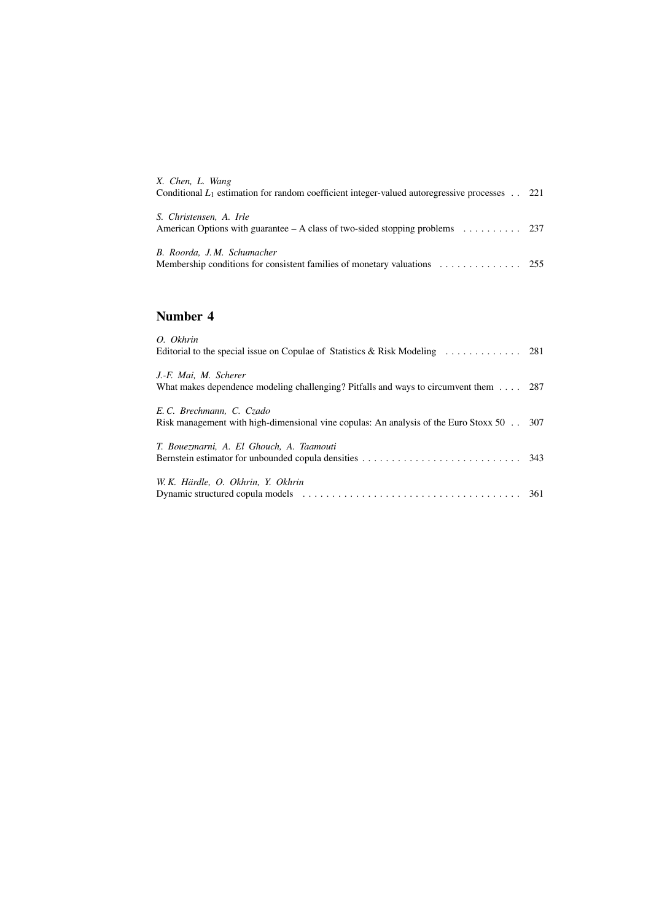*X. Chen, L. Wang*
Conditional $L_1$ estimation for random coefficient integer-valued autoregressive processes . . 221

*S. Christensen, A. Irle*
American Options with guarantee – A class of two-sided stopping problems . . . . . . . . . . 237

*B. Roorda, J. M. Schumacher*
Membership conditions for consistent families of monetary valuations . . . . . . . . . . . . . . 255

## Number 4

*O. Okhrin*
Editorial to the special issue on Copulae of Statistics & Risk Modeling . . . . . . . . . . . . . 281

*J.-F. Mai, M. Scherer*
What makes dependence modeling challenging? Pitfalls and ways to circumvent them . . . . 287

*E. C. Brechmann, C. Czado*
Risk management with high-dimensional vine copulas: An analysis of the Euro Stoxx 50 . . 307

*T. Bouezmarni, A. El Ghouch, A. Taamouti*
Bernstein estimator for unbounded copula densities . . . . . . . . . . . . . . . . . . . . . . . . . . . 343

*W. K. Härdle, O. Okhrin, Y. Okhrin*
Dynamic structured copula models . . . . . . . . . . . . . . . . . . . . . . . . . . . . . . . . . . . . . 361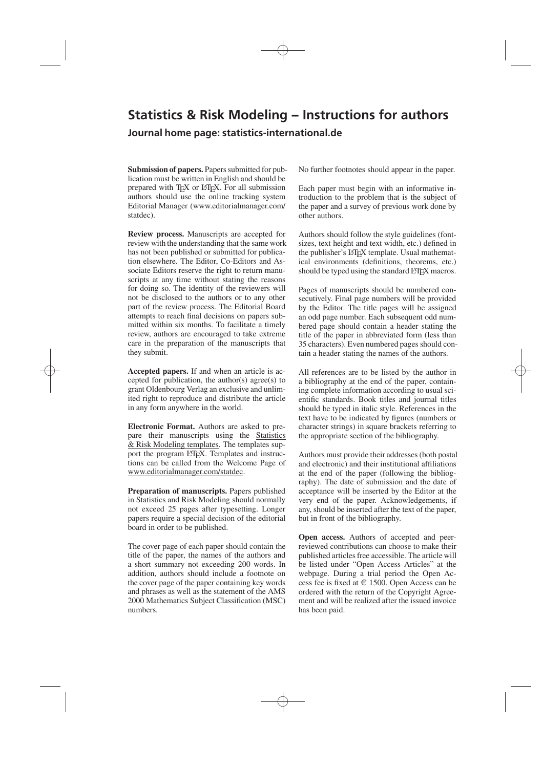# Statistics & Risk Modeling – Instructions for authors

## Journal home page: statistics-international.de

**Submission of papers.** Papers submitted for publication must be written in English and should be prepared with TEX or LATEX. For all submission authors should use the online tracking system Editorial Manager (www.editorialmanager.com/statdec).

**Review process.** Manuscripts are accepted for review with the understanding that the same work has not been published or submitted for publication elsewhere. The Editor, Co-Editors and Associate Editors reserve the right to return manuscripts at any time without stating the reasons for doing so. The identity of the reviewers will not be disclosed to the authors or to any other part of the review process. The Editorial Board attempts to reach final decisions on papers submitted within six months. To facilitate a timely review, authors are encouraged to take extreme care in the preparation of the manuscripts that they submit.

**Accepted papers.** If and when an article is accepted for publication, the author(s) agree(s) to grant Oldenbourg Verlag an exclusive and unlimited right to reproduce and distribute the article in any form anywhere in the world.

**Electronic Format.** Authors are asked to prepare their manuscripts using the Statistics & Risk Modeling templates. The templates support the program LATEX. Templates and instructions can be called from the Welcome Page of www.editorialmanager.com/statdec.

**Preparation of manuscripts.** Papers published in Statistics and Risk Modeling should normally not exceed 25 pages after typesetting. Longer papers require a special decision of the editorial board in order to be published.

The cover page of each paper should contain the title of the paper, the names of the authors and a short summary not exceeding 200 words. In addition, authors should include a footnote on the cover page of the paper containing key words and phrases as well as the statement of the AMS 2000 Mathematics Subject Classification (MSC) numbers.

No further footnotes should appear in the paper.

Each paper must begin with an informative introduction to the problem that is the subject of the paper and a survey of previous work done by other authors.

Authors should follow the style guidelines (fontsizes, text height and text width, etc.) defined in the publisher's LATEX template. Usual mathematical environments (definitions, theorems, etc.) should be typed using the standard LATEX macros.

Pages of manuscripts should be numbered consecutively. Final page numbers will be provided by the Editor. The title pages will be assigned an odd page number. Each subsequent odd numbered page should contain a header stating the title of the paper in abbreviated form (less than 35 characters). Even numbered pages should contain a header stating the names of the authors.

All references are to be listed by the author in a bibliography at the end of the paper, containing complete information according to usual scientific standards. Book titles and journal titles should be typed in italic style. References in the text have to be indicated by figures (numbers or character strings) in square brackets referring to the appropriate section of the bibliography.

Authors must provide their addresses (both postal and electronic) and their institutional affiliations at the end of the paper (following the bibliography). The date of submission and the date of acceptance will be inserted by the Editor at the very end of the paper. Acknowledgements, if any, should be inserted after the text of the paper, but in front of the bibliography.

**Open access.** Authors of accepted and peer-reviewed contributions can choose to make their published articles free accessible. The article will be listed under "Open Access Articles" at the webpage. During a trial period the Open Access fee is fixed at € 1500. Open Access can be ordered with the return of the Copyright Agreement and will be realized after the issued invoice has been paid.